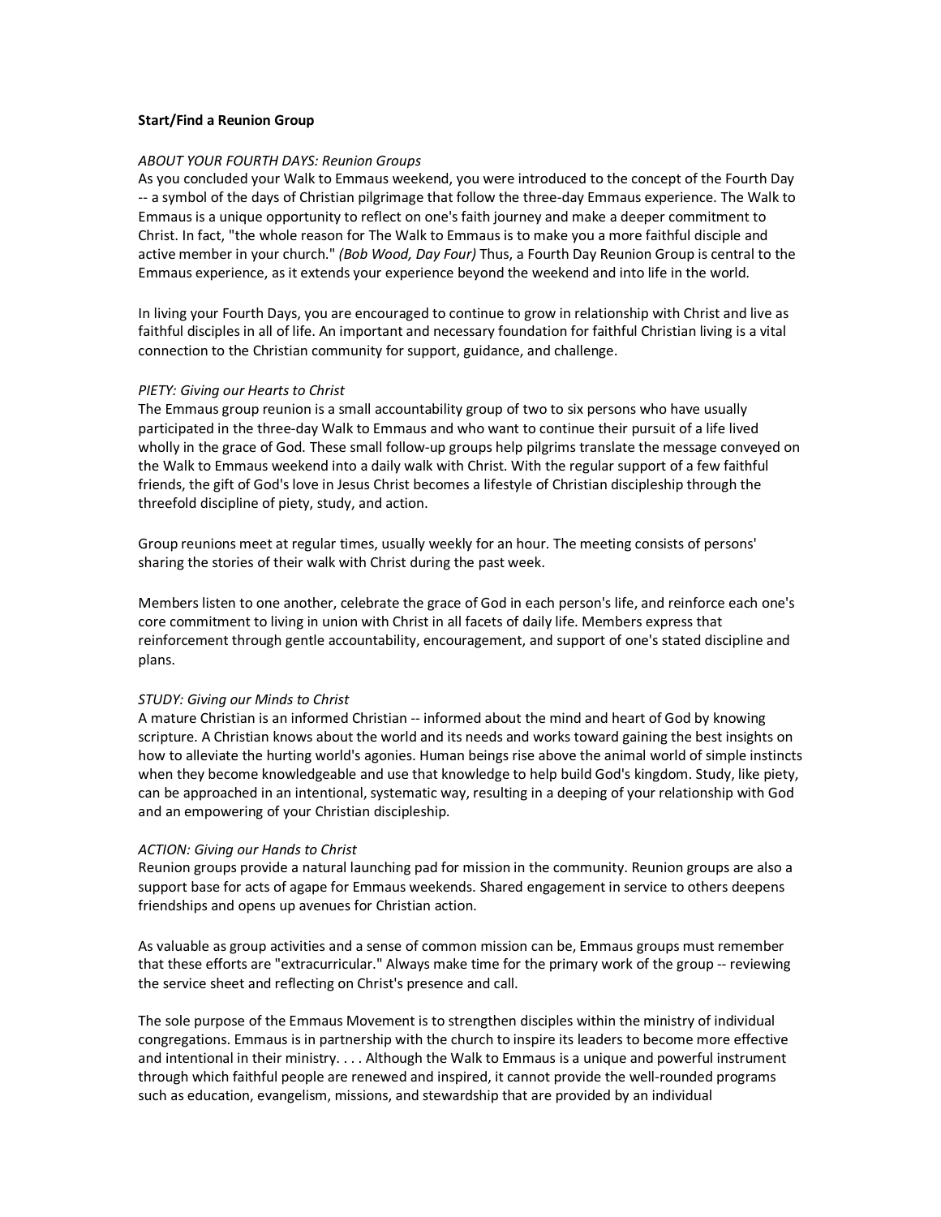**Start/Find a Reunion Group**

*ABOUT YOUR FOURTH DAYS: Reunion Groups*
As you concluded your Walk to Emmaus weekend, you were introduced to the concept of the Fourth Day -- a symbol of the days of Christian pilgrimage that follow the three-day Emmaus experience. The Walk to Emmaus is a unique opportunity to reflect on one's faith journey and make a deeper commitment to Christ. In fact, "the whole reason for The Walk to Emmaus is to make you a more faithful disciple and active member in your church." *(Bob Wood, Day Four)* Thus, a Fourth Day Reunion Group is central to the Emmaus experience, as it extends your experience beyond the weekend and into life in the world.

In living your Fourth Days, you are encouraged to continue to grow in relationship with Christ and live as faithful disciples in all of life. An important and necessary foundation for faithful Christian living is a vital connection to the Christian community for support, guidance, and challenge.

*PIETY: Giving our Hearts to Christ*
The Emmaus group reunion is a small accountability group of two to six persons who have usually participated in the three-day Walk to Emmaus and who want to continue their pursuit of a life lived wholly in the grace of God. These small follow-up groups help pilgrims translate the message conveyed on the Walk to Emmaus weekend into a daily walk with Christ. With the regular support of a few faithful friends, the gift of God's love in Jesus Christ becomes a lifestyle of Christian discipleship through the threefold discipline of piety, study, and action.

Group reunions meet at regular times, usually weekly for an hour. The meeting consists of persons' sharing the stories of their walk with Christ during the past week.

Members listen to one another, celebrate the grace of God in each person's life, and reinforce each one's core commitment to living in union with Christ in all facets of daily life. Members express that reinforcement through gentle accountability, encouragement, and support of one's stated discipline and plans.

*STUDY: Giving our Minds to Christ*
A mature Christian is an informed Christian -- informed about the mind and heart of God by knowing scripture. A Christian knows about the world and its needs and works toward gaining the best insights on how to alleviate the hurting world's agonies. Human beings rise above the animal world of simple instincts when they become knowledgeable and use that knowledge to help build God's kingdom. Study, like piety, can be approached in an intentional, systematic way, resulting in a deeping of your relationship with God and an empowering of your Christian discipleship.

*ACTION: Giving our Hands to Christ*
Reunion groups provide a natural launching pad for mission in the community. Reunion groups are also a support base for acts of agape for Emmaus weekends. Shared engagement in service to others deepens friendships and opens up avenues for Christian action.

As valuable as group activities and a sense of common mission can be, Emmaus groups must remember that these efforts are "extracurricular." Always make time for the primary work of the group -- reviewing the service sheet and reflecting on Christ's presence and call.

The sole purpose of the Emmaus Movement is to strengthen disciples within the ministry of individual congregations. Emmaus is in partnership with the church to inspire its leaders to become more effective and intentional in their ministry. . . . Although the Walk to Emmaus is a unique and powerful instrument through which faithful people are renewed and inspired, it cannot provide the well-rounded programs such as education, evangelism, missions, and stewardship that are provided by an individual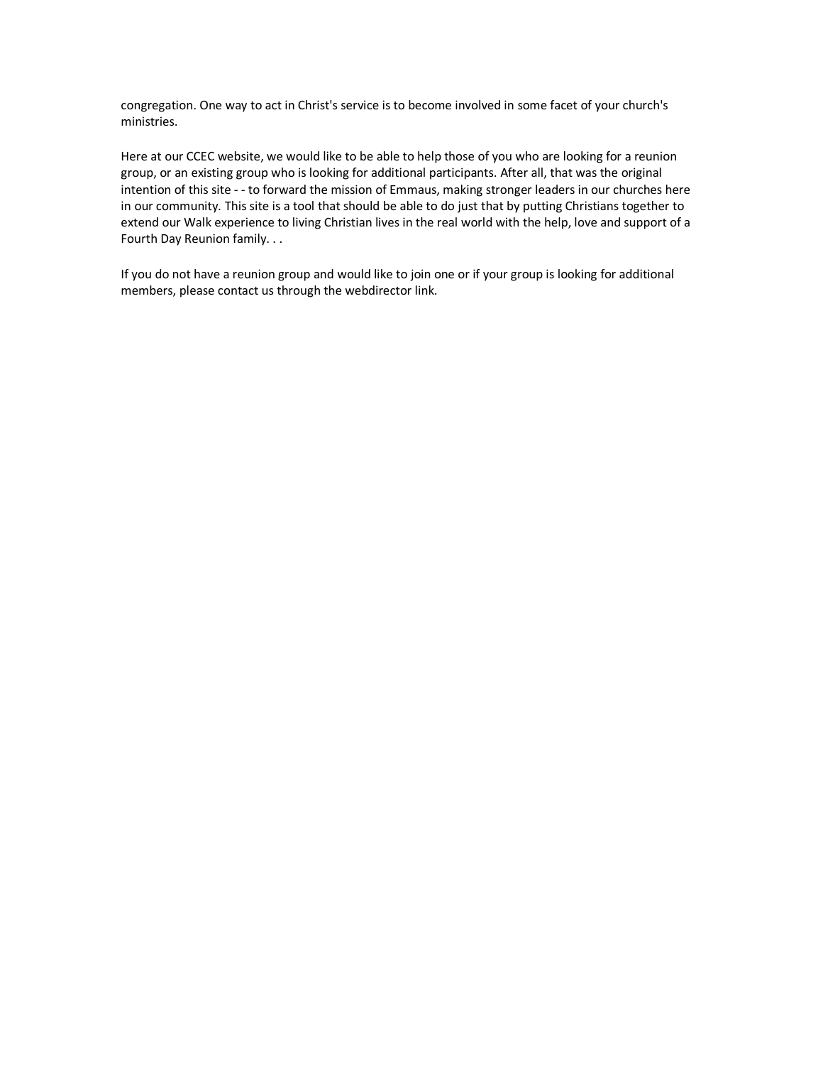congregation. One way to act in Christ's service is to become involved in some facet of your church's ministries.

Here at our CCEC website, we would like to be able to help those of you who are looking for a reunion group, or an existing group who is looking for additional participants. After all, that was the original intention of this site - - to forward the mission of Emmaus, making stronger leaders in our churches here in our community. This site is a tool that should be able to do just that by putting Christians together to extend our Walk experience to living Christian lives in the real world with the help, love and support of a Fourth Day Reunion family. . .

If you do not have a reunion group and would like to join one or if your group is looking for additional members, please contact us through the webdirector link.